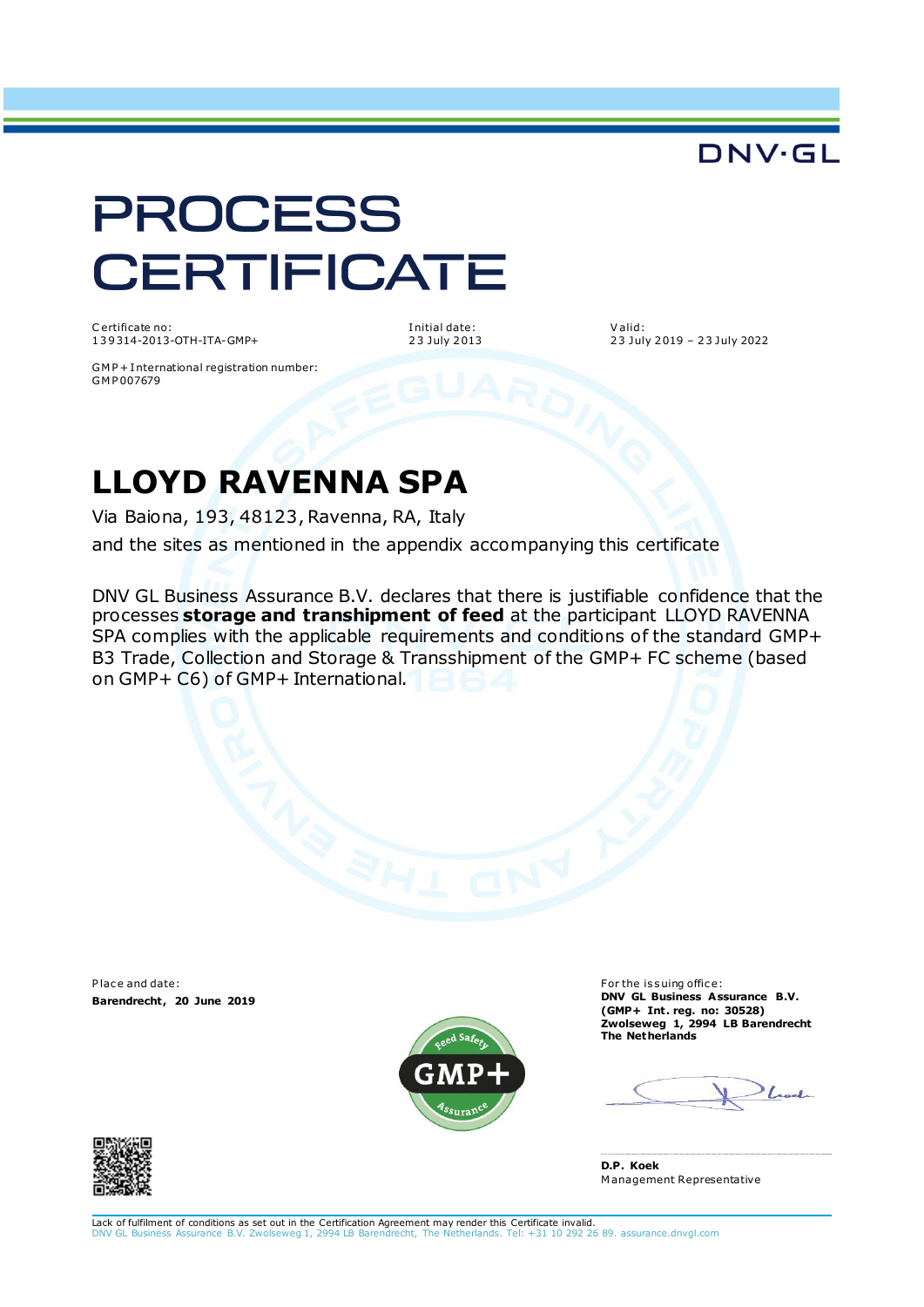DNV·GL

# PROCESS CERTIFICATE

Certificate no:
139314-2013-OTH-ITA-GMP+

Initial date:
23 July 2013

Valid:
23 July 2019 – 23 July 2022

GMP+ International registration number:
GMP007679

## LLOYD RAVENNA SPA

Via Baiona, 193, 48123, Ravenna, RA, Italy

and the sites as mentioned in the appendix accompanying this certificate

DNV GL Business Assurance B.V. declares that there is justifiable confidence that the processes **storage and transhipment of feed** at the participant LLOYD RAVENNA SPA complies with the applicable requirements and conditions of the standard GMP+ B3 Trade, Collection and Storage & Transshipment of the GMP+ FC scheme (based on GMP+ C6) of GMP+ International.

Place and date:
**Barendrecht, 20 June 2019**

For the issuing office:
**DNV GL Business Assurance B.V.**
**(GMP+ Int. reg. no: 30528)**
**Zwolseweg 1, 2994 LB Barendrecht**
**The Netherlands**

**D.P. Koek**
Management Representative

Lack of fulfilment of conditions as set out in the Certification Agreement may render this Certificate invalid.
DNV GL Business Assurance B.V. Zwolseweg 1, 2994 LB Barendrecht, The Netherlands. Tel: +31 10 292 26 89. assurance.dnvgl.com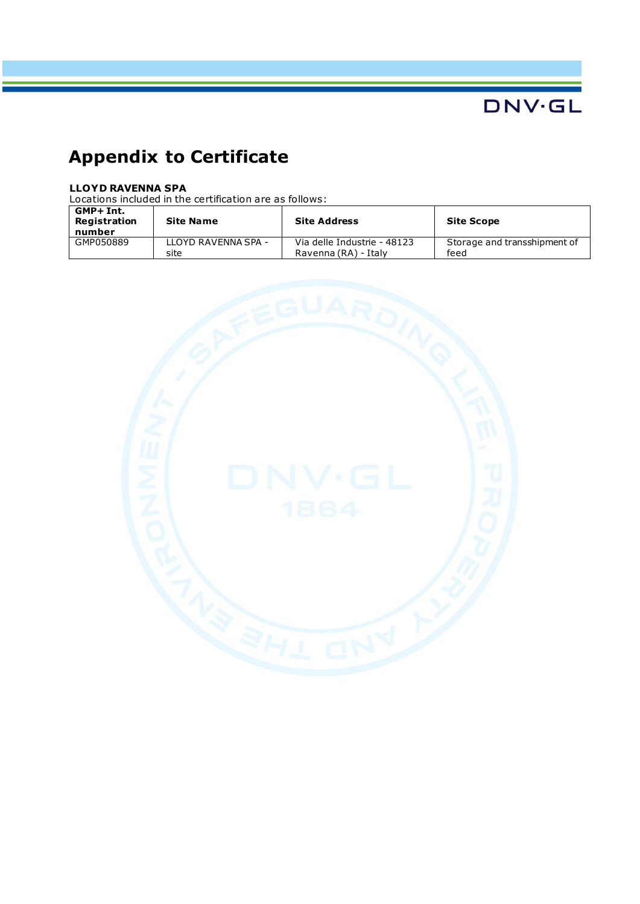# Appendix to Certificate

**LLOYD RAVENNA SPA**

Locations included in the certification are as follows:

| GMP+ Int. Registration number | Site Name | Site Address | Site Scope |
|---|---|---|---|
| GMP050889 | LLOYD RAVENNA SPA - site | Via delle Industrie - 48123 Ravenna (RA) - Italy | Storage and transshipment of feed |